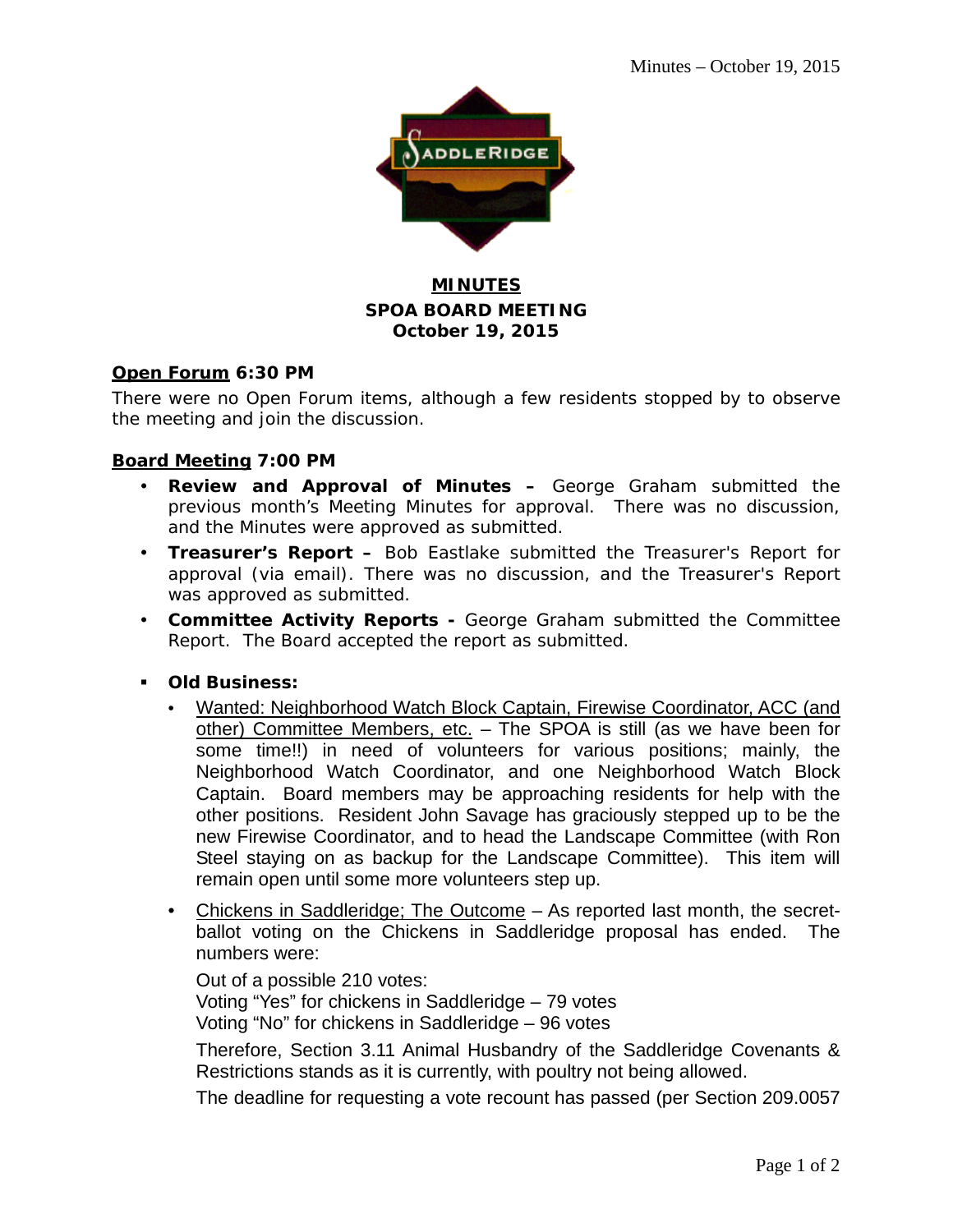**MINUTES**
**SPOA BOARD MEETING**
**October 19, 2015**

**Open Forum 6:30 PM**

There were no Open Forum items, although a few residents stopped by to observe the meeting and join the discussion.

**Board Meeting 7:00 PM**

- **Review and Approval of Minutes –** George Graham submitted the previous month's Meeting Minutes for approval. There was no discussion, and the Minutes were approved as submitted.
- **Treasurer's Report –** Bob Eastlake submitted the Treasurer's Report for approval (via email). There was no discussion, and the Treasurer's Report was approved as submitted.
- **Committee Activity Reports -** George Graham submitted the Committee Report. The Board accepted the report as submitted.

- **Old Business:**
  - Wanted: Neighborhood Watch Block Captain, Firewise Coordinator, ACC (and other) Committee Members, etc. – The SPOA is still (as we have been for some time!!) in need of volunteers for various positions; mainly, the Neighborhood Watch Coordinator, and one Neighborhood Watch Block Captain. Board members may be approaching residents for help with the other positions. Resident John Savage has graciously stepped up to be the new Firewise Coordinator, and to head the Landscape Committee (with Ron Steel staying on as backup for the Landscape Committee). This item will remain open until some more volunteers step up.
  - Chickens in Saddleridge; The Outcome – As reported last month, the secret-ballot voting on the Chickens in Saddleridge proposal has ended. The numbers were:

    Out of a possible 210 votes:
    Voting "Yes" for chickens in Saddleridge – 79 votes
    Voting "No" for chickens in Saddleridge – 96 votes

    Therefore, Section 3.11 Animal Husbandry of the Saddleridge Covenants & Restrictions stands as it is currently, with poultry not being allowed.

    The deadline for requesting a vote recount has passed (per Section 209.0057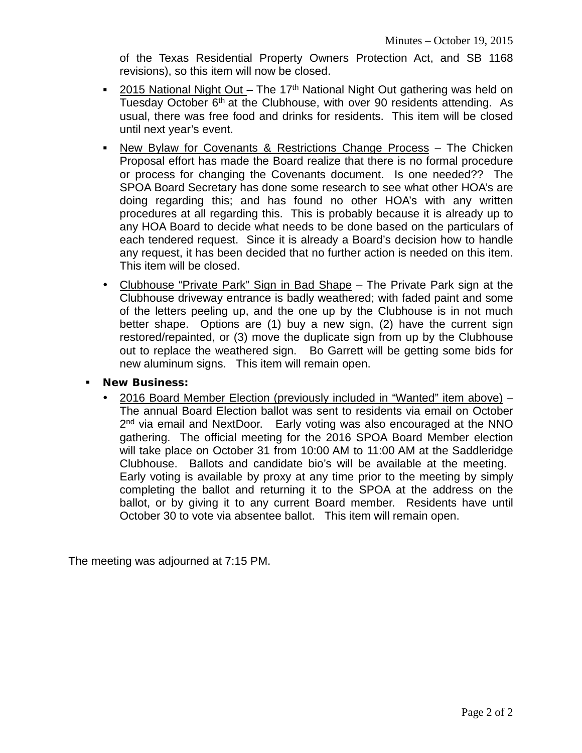of the Texas Residential Property Owners Protection Act, and SB 1168 revisions), so this item will now be closed.

- <u>2015 National Night Out</u> – The 17th National Night Out gathering was held on Tuesday October 6th at the Clubhouse, with over 90 residents attending. As usual, there was free food and drinks for residents. This item will be closed until next year's event.
- <u>New Bylaw for Covenants & Restrictions Change Process</u> – The Chicken Proposal effort has made the Board realize that there is no formal procedure or process for changing the Covenants document. Is one needed?? The SPOA Board Secretary has done some research to see what other HOA's are doing regarding this; and has found no other HOA's with any written procedures at all regarding this. This is probably because it is already up to any HOA Board to decide what needs to be done based on the particulars of each tendered request. Since it is already a Board's decision how to handle any request, it has been decided that no further action is needed on this item. This item will be closed.
- <u>Clubhouse "Private Park" Sign in Bad Shape</u> – The Private Park sign at the Clubhouse driveway entrance is badly weathered; with faded paint and some of the letters peeling up, and the one up by the Clubhouse is in not much better shape. Options are (1) buy a new sign, (2) have the current sign restored/repainted, or (3) move the duplicate sign from up by the Clubhouse out to replace the weathered sign. Bo Garrett will be getting some bids for new aluminum signs. This item will remain open.

- **New Business:**
  - <u>2016 Board Member Election (previously included in "Wanted" item above)</u> – The annual Board Election ballot was sent to residents via email on October 2nd via email and NextDoor. Early voting was also encouraged at the NNO gathering. The official meeting for the 2016 SPOA Board Member election will take place on October 31 from 10:00 AM to 11:00 AM at the Saddleridge Clubhouse. Ballots and candidate bio's will be available at the meeting. Early voting is available by proxy at any time prior to the meeting by simply completing the ballot and returning it to the SPOA at the address on the ballot, or by giving it to any current Board member. Residents have until October 30 to vote via absentee ballot. This item will remain open.

The meeting was adjourned at 7:15 PM.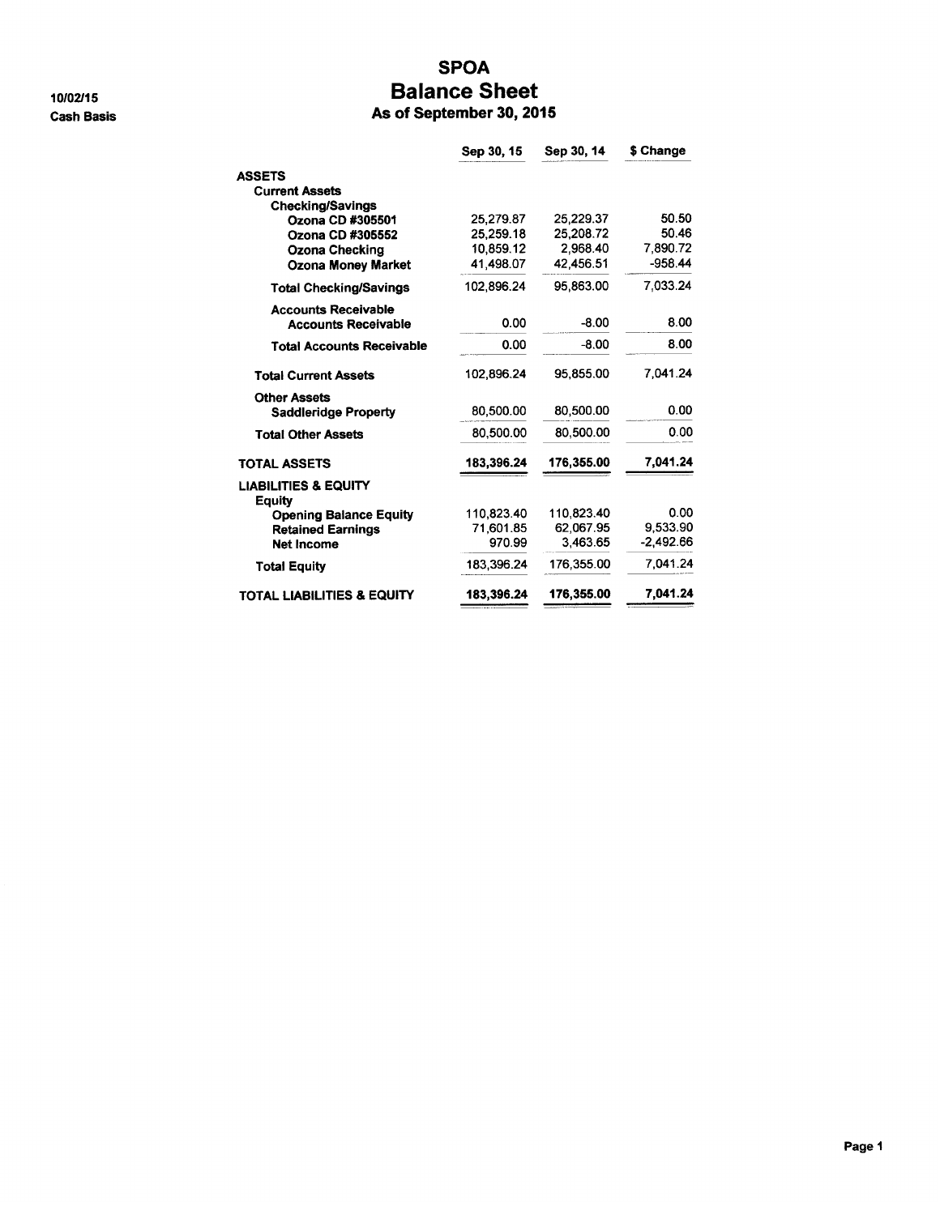10/02/15
Cash Basis

# SPOA
## Balance Sheet
### As of September 30, 2015

| | Sep 30, 15 | Sep 30, 14 | $ Change |
|---|---|---|---|
| **ASSETS** | | | |
| **Current Assets** | | | |
| **Checking/Savings** | | | |
| **Ozona CD #305501** | 25,279.87 | 25,229.37 | 50.50 |
| **Ozona CD #305552** | 25,259.18 | 25,208.72 | 50.46 |
| **Ozona Checking** | 10,859.12 | 2,968.40 | 7,890.72 |
| **Ozona Money Market** | 41,498.07 | 42,456.51 | -958.44 |
| **Total Checking/Savings** | 102,896.24 | 95,863.00 | 7,033.24 |
| **Accounts Receivable** | | | |
| **Accounts Receivable** | 0.00 | -8.00 | 8.00 |
| **Total Accounts Receivable** | 0.00 | -8.00 | 8.00 |
| **Total Current Assets** | 102,896.24 | 95,855.00 | 7,041.24 |
| **Other Assets** | | | |
| **Saddleridge Property** | 80,500.00 | 80,500.00 | 0.00 |
| **Total Other Assets** | 80,500.00 | 80,500.00 | 0.00 |
| **TOTAL ASSETS** | **183,396.24** | **176,355.00** | **7,041.24** |
| **LIABILITIES & EQUITY** | | | |
| **Equity** | | | |
| **Opening Balance Equity** | 110,823.40 | 110,823.40 | 0.00 |
| **Retained Earnings** | 71,601.85 | 62,067.95 | 9,533.90 |
| **Net Income** | 970.99 | 3,463.65 | -2,492.66 |
| **Total Equity** | 183,396.24 | 176,355.00 | 7,041.24 |
| **TOTAL LIABILITIES & EQUITY** | **183,396.24** | **176,355.00** | **7,041.24** |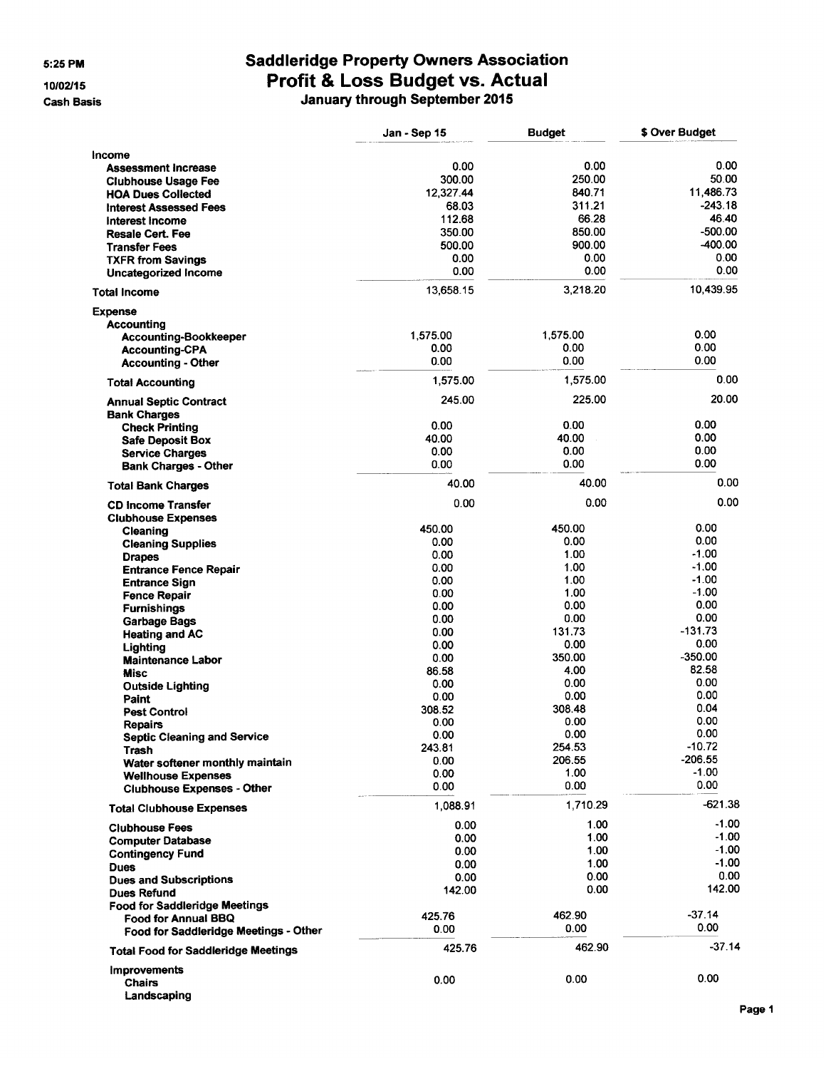5:25 PM
10/02/15
Cash Basis

# Saddleridge Property Owners Association
## Profit & Loss Budget vs. Actual
### January through September 2015

| | Jan - Sep 15 | Budget | $ Over Budget |
|---|---|---|---|
| **Income** | | | |
| **Assessment Increase** | 0.00 | 0.00 | 0.00 |
| **Clubhouse Usage Fee** | 300.00 | 250.00 | 50.00 |
| **HOA Dues Collected** | 12,327.44 | 840.71 | 11,486.73 |
| **Interest Assessed Fees** | 68.03 | 311.21 | -243.18 |
| **Interest Income** | 112.68 | 66.28 | 46.40 |
| **Resale Cert. Fee** | 350.00 | 850.00 | -500.00 |
| **Transfer Fees** | 500.00 | 900.00 | -400.00 |
| **TXFR from Savings** | 0.00 | 0.00 | 0.00 |
| **Uncategorized Income** | 0.00 | 0.00 | 0.00 |
| **Total Income** | 13,658.15 | 3,218.20 | 10,439.95 |
| **Expense** | | | |
| **Accounting** | | | |
| **Accounting-Bookkeeper** | 1,575.00 | 1,575.00 | 0.00 |
| **Accounting-CPA** | 0.00 | 0.00 | 0.00 |
| **Accounting - Other** | 0.00 | 0.00 | 0.00 |
| **Total Accounting** | 1,575.00 | 1,575.00 | 0.00 |
| **Annual Septic Contract** | 245.00 | 225.00 | 20.00 |
| **Bank Charges** | | | |
| **Check Printing** | 0.00 | 0.00 | 0.00 |
| **Safe Deposit Box** | 40.00 | 40.00 | 0.00 |
| **Service Charges** | 0.00 | 0.00 | 0.00 |
| **Bank Charges - Other** | 0.00 | 0.00 | 0.00 |
| **Total Bank Charges** | 40.00 | 40.00 | 0.00 |
| **CD Income Transfer** | 0.00 | 0.00 | 0.00 |
| **Clubhouse Expenses** | | | |
| **Cleaning** | 450.00 | 450.00 | 0.00 |
| **Cleaning Supplies** | 0.00 | 0.00 | 0.00 |
| **Drapes** | 0.00 | 1.00 | -1.00 |
| **Entrance Fence Repair** | 0.00 | 1.00 | -1.00 |
| **Entrance Sign** | 0.00 | 1.00 | -1.00 |
| **Fence Repair** | 0.00 | 1.00 | -1.00 |
| **Furnishings** | 0.00 | 0.00 | 0.00 |
| **Garbage Bags** | 0.00 | 0.00 | 0.00 |
| **Heating and AC** | 0.00 | 131.73 | -131.73 |
| **Lighting** | 0.00 | 0.00 | 0.00 |
| **Maintenance Labor** | 0.00 | 350.00 | -350.00 |
| **Misc** | 86.58 | 4.00 | 82.58 |
| **Outside Lighting** | 0.00 | 0.00 | 0.00 |
| **Paint** | 0.00 | 0.00 | 0.00 |
| **Pest Control** | 308.52 | 308.48 | 0.04 |
| **Repairs** | 0.00 | 0.00 | 0.00 |
| **Septic Cleaning and Service** | 0.00 | 0.00 | 0.00 |
| **Trash** | 243.81 | 254.53 | -10.72 |
| **Water softener monthly maintain** | 0.00 | 206.55 | -206.55 |
| **Wellhouse Expenses** | 0.00 | 1.00 | -1.00 |
| **Clubhouse Expenses - Other** | 0.00 | 0.00 | 0.00 |
| **Total Clubhouse Expenses** | 1,088.91 | 1,710.29 | -621.38 |
| **Clubhouse Fees** | 0.00 | 1.00 | -1.00 |
| **Computer Database** | 0.00 | 1.00 | -1.00 |
| **Contingency Fund** | 0.00 | 1.00 | -1.00 |
| **Dues** | 0.00 | 1.00 | -1.00 |
| **Dues and Subscriptions** | 0.00 | 0.00 | 0.00 |
| **Dues Refund** | 142.00 | 0.00 | 142.00 |
| **Food for Saddleridge Meetings** | | | |
| **Food for Annual BBQ** | 425.76 | 462.90 | -37.14 |
| **Food for Saddleridge Meetings - Other** | 0.00 | 0.00 | 0.00 |
| **Total Food for Saddleridge Meetings** | 425.76 | 462.90 | -37.14 |
| **Improvements** | | | |
| **Chairs** | 0.00 | 0.00 | 0.00 |
| **Landscaping** | | | |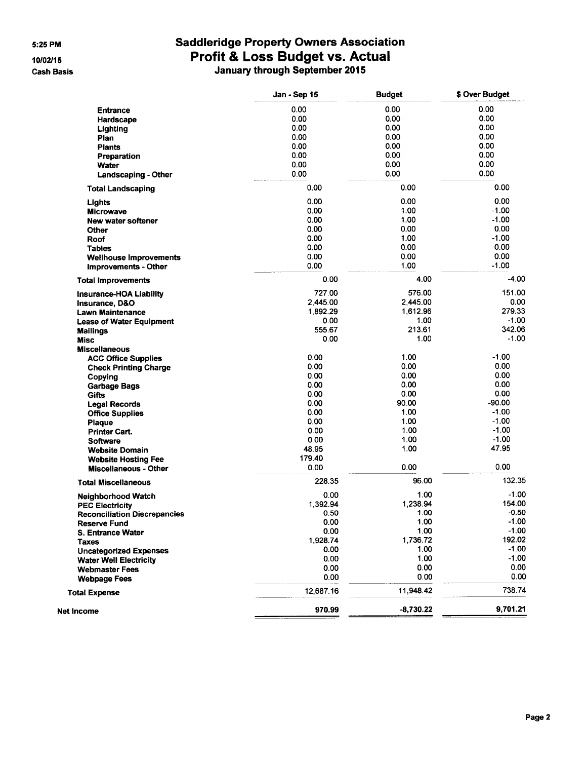# Saddleridge Property Owners Association

## Profit & Loss Budget vs. Actual

### January through September 2015

5:25 PM

10/02/15

Cash Basis

| | Jan - Sep 15 | Budget | $ Over Budget |
|---|---|---|---|
| **Entrance** | 0.00 | 0.00 | 0.00 |
| **Hardscape** | 0.00 | 0.00 | 0.00 |
| **Lighting** | 0.00 | 0.00 | 0.00 |
| **Plan** | 0.00 | 0.00 | 0.00 |
| **Plants** | 0.00 | 0.00 | 0.00 |
| **Preparation** | 0.00 | 0.00 | 0.00 |
| **Water** | 0.00 | 0.00 | 0.00 |
| **Landscaping - Other** | 0.00 | 0.00 | 0.00 |
| **Total Landscaping** | 0.00 | 0.00 | 0.00 |
| **Lights** | 0.00 | 0.00 | 0.00 |
| **Microwave** | 0.00 | 1.00 | -1.00 |
| **New water softener** | 0.00 | 1.00 | -1.00 |
| **Other** | 0.00 | 0.00 | 0.00 |
| **Roof** | 0.00 | 1.00 | -1.00 |
| **Tables** | 0.00 | 0.00 | 0.00 |
| **Wellhouse Improvements** | 0.00 | 0.00 | 0.00 |
| **Improvements - Other** | 0.00 | 1.00 | -1.00 |
| **Total Improvements** | 0.00 | 4.00 | -4.00 |
| **Insurance-HOA Liability** | 727.00 | 576.00 | 151.00 |
| **Insurance, D&O** | 2,445.00 | 2,445.00 | 0.00 |
| **Lawn Maintenance** | 1,892.29 | 1,612.96 | 279.33 |
| **Lease of Water Equipment** | 0.00 | 1.00 | -1.00 |
| **Mailings** | 555.67 | 213.61 | 342.06 |
| **Misc** | 0.00 | 1.00 | -1.00 |
| **Miscellaneous** | | | |
| **ACC Office Supplies** | 0.00 | 1.00 | -1.00 |
| **Check Printing Charge** | 0.00 | 0.00 | 0.00 |
| **Copying** | 0.00 | 0.00 | 0.00 |
| **Garbage Bags** | 0.00 | 0.00 | 0.00 |
| **Gifts** | 0.00 | 0.00 | 0.00 |
| **Legal Records** | 0.00 | 90.00 | -90.00 |
| **Office Supplies** | 0.00 | 1.00 | -1.00 |
| **Plaque** | 0.00 | 1.00 | -1.00 |
| **Printer Cart.** | 0.00 | 1.00 | -1.00 |
| **Software** | 0.00 | 1.00 | -1.00 |
| **Website Domain** | 48.95 | 1.00 | 47.95 |
| **Website Hosting Fee** | 179.40 | | |
| **Miscellaneous - Other** | 0.00 | 0.00 | 0.00 |
| **Total Miscellaneous** | 228.35 | 96.00 | 132.35 |
| **Neighborhood Watch** | 0.00 | 1.00 | -1.00 |
| **PEC Electricity** | 1,392.94 | 1,238.94 | 154.00 |
| **Reconciliation Discrepancies** | 0.50 | 1.00 | -0.50 |
| **Reserve Fund** | 0.00 | 1.00 | -1.00 |
| **S. Entrance Water** | 0.00 | 1.00 | -1.00 |
| **Taxes** | 1,928.74 | 1,736.72 | 192.02 |
| **Uncategorized Expenses** | 0.00 | 1.00 | -1.00 |
| **Water Well Electricity** | 0.00 | 1.00 | -1.00 |
| **Webmaster Fees** | 0.00 | 0.00 | 0.00 |
| **Webpage Fees** | 0.00 | 0.00 | 0.00 |
| **Total Expense** | 12,687.16 | 11,948.42 | 738.74 |
| **Net Income** | **970.99** | **-8,730.22** | **9,701.21** |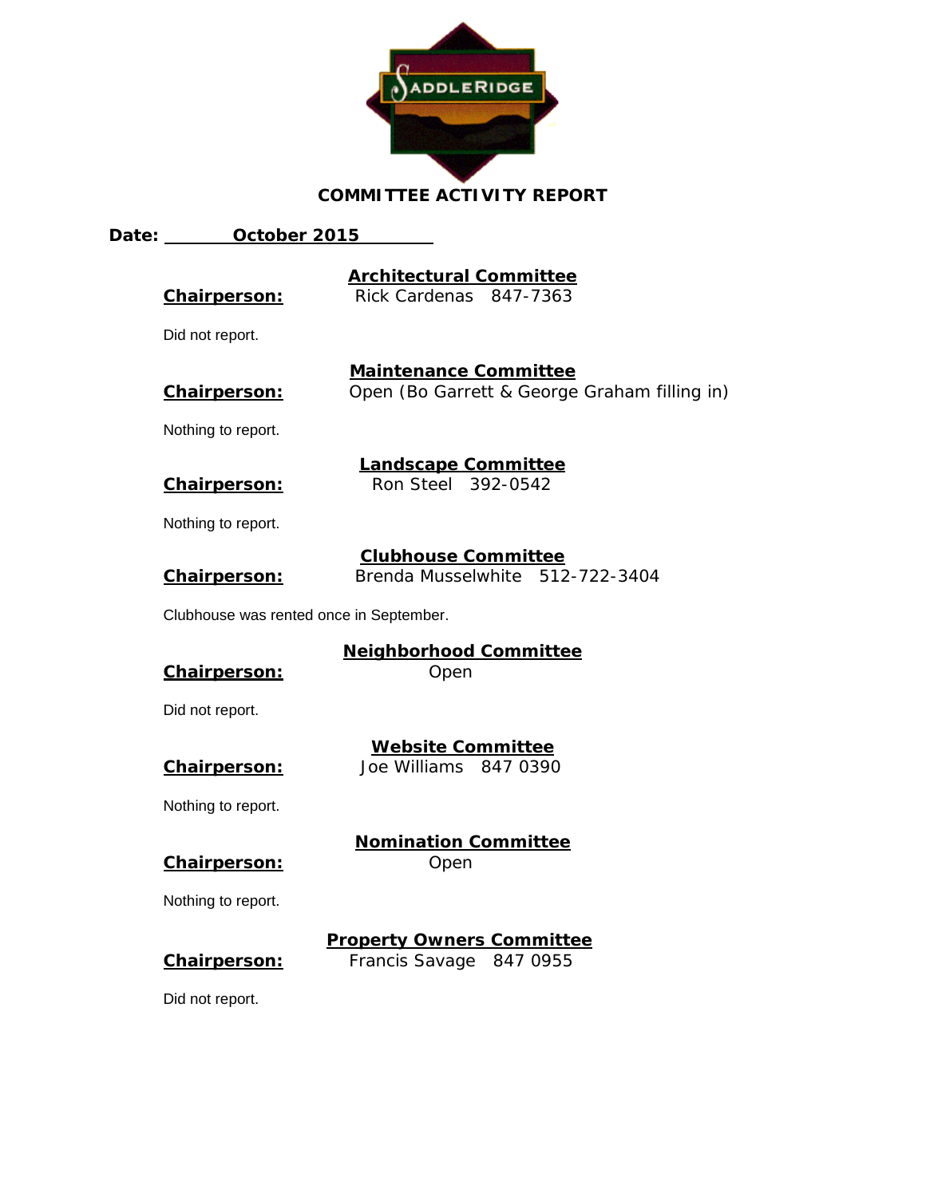SADDLERIDGE

# COMMITTEE ACTIVITY REPORT

**Date:** October 2015

## Architectural Committee

**Chairperson:** Rick Cardenas 847-7363

Did not report.

## Maintenance Committee

**Chairperson:** Open (Bo Garrett & George Graham filling in)

Nothing to report.

## Landscape Committee

**Chairperson:** Ron Steel 392-0542

Nothing to report.

## Clubhouse Committee

**Chairperson:** Brenda Musselwhite 512-722-3404

Clubhouse was rented once in September.

## Neighborhood Committee

**Chairperson:** Open

Did not report.

## Website Committee

**Chairperson:** Joe Williams 847 0390

Nothing to report.

## Nomination Committee

**Chairperson:** Open

Nothing to report.

## Property Owners Committee

**Chairperson:** Francis Savage 847 0955

Did not report.